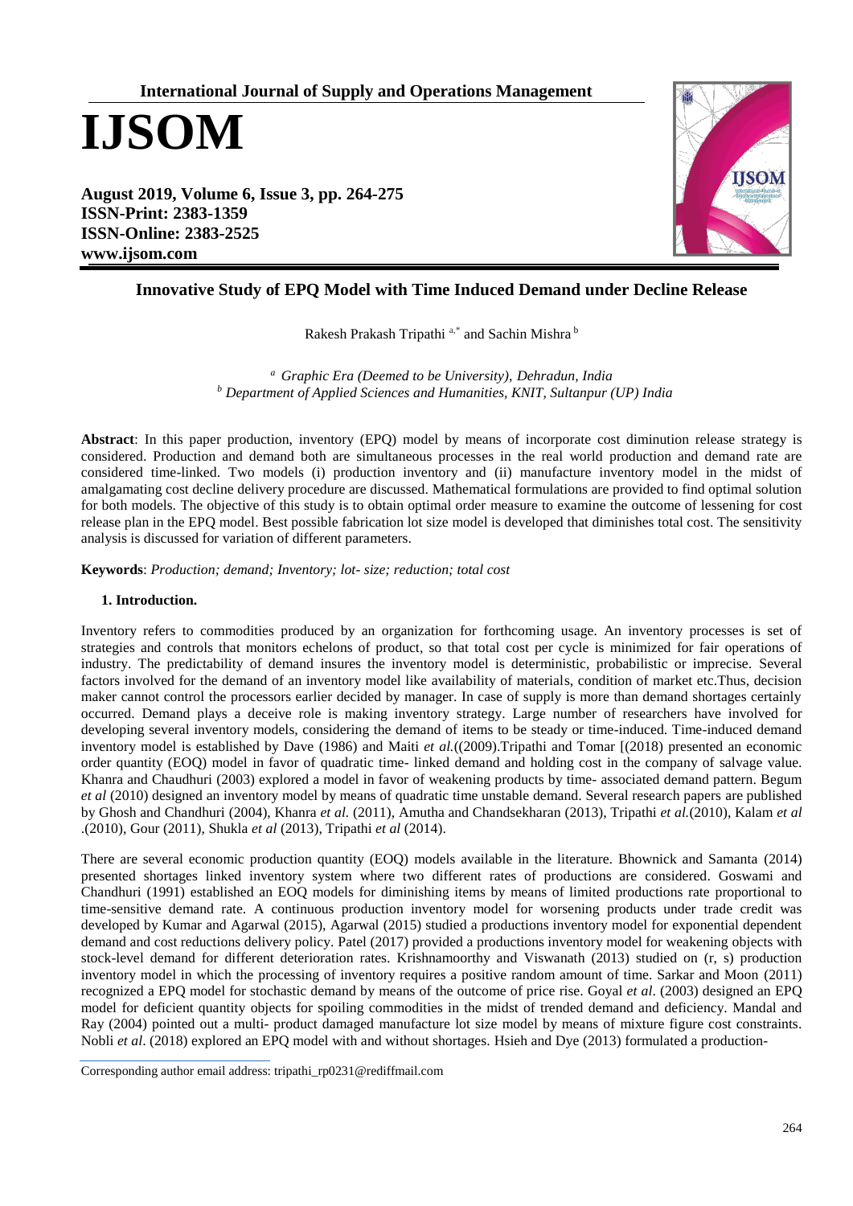International Journal of Supply and Operations Management

# IJSOM

**August 2019, Volume 6, Issue 3, pp. 264-275**
**ISSN-Print: 2383-1359**
**ISSN-Online: 2383-2525**
**www.ijsom.com**

## Innovative Study of EPQ Model with Time Induced Demand under Decline Release

Rakesh Prakash Tripathi [a,*] and Sachin Mishra [b]

[a] *Graphic Era (Deemed to be University), Dehradun, India*
[b] *Department of Applied Sciences and Humanities, KNIT, Sultanpur (UP) India*

**Abstract**: In this paper production, inventory (EPQ) model by means of incorporate cost diminution release strategy is considered. Production and demand both are simultaneous processes in the real world production and demand rate are considered time-linked. Two models (i) production inventory and (ii) manufacture inventory model in the midst of amalgamating cost decline delivery procedure are discussed. Mathematical formulations are provided to find optimal solution for both models. The objective of this study is to obtain optimal order measure to examine the outcome of lessening for cost release plan in the EPQ model. Best possible fabrication lot size model is developed that diminishes total cost. The sensitivity analysis is discussed for variation of different parameters.

**Keywords**: *Production; demand; Inventory; lot- size; reduction; total cost*

### 1. Introduction.

Inventory refers to commodities produced by an organization for forthcoming usage. An inventory processes is set of strategies and controls that monitors echelons of product, so that total cost per cycle is minimized for fair operations of industry. The predictability of demand insures the inventory model is deterministic, probabilistic or imprecise. Several factors involved for the demand of an inventory model like availability of materials, condition of market etc.Thus, decision maker cannot control the processors earlier decided by manager. In case of supply is more than demand shortages certainly occurred. Demand plays a deceive role is making inventory strategy. Large number of researchers have involved for developing several inventory models, considering the demand of items to be steady or time-induced. Time-induced demand inventory model is established by Dave (1986) and Maiti *et al.*((2009).Tripathi and Tomar [(2018) presented an economic order quantity (EOQ) model in favor of quadratic time- linked demand and holding cost in the company of salvage value. Khanra and Chaudhuri (2003) explored a model in favor of weakening products by time- associated demand pattern. Begum *et al* (2010) designed an inventory model by means of quadratic time unstable demand. Several research papers are published by Ghosh and Chandhuri (2004), Khanra *et al.* (2011), Amutha and Chandsekharan (2013), Tripathi *et al.*(2010), Kalam *et al* .(2010), Gour (2011), Shukla *et al* (2013), Tripathi *et al* (2014).

There are several economic production quantity (EOQ) models available in the literature. Bhownick and Samanta (2014) presented shortages linked inventory system where two different rates of productions are considered. Goswami and Chandhuri (1991) established an EOQ models for diminishing items by means of limited productions rate proportional to time-sensitive demand rate. A continuous production inventory model for worsening products under trade credit was developed by Kumar and Agarwal (2015), Agarwal (2015) studied a productions inventory model for exponential dependent demand and cost reductions delivery policy. Patel (2017) provided a productions inventory model for weakening objects with stock-level demand for different deterioration rates. Krishnamoorthy and Viswanath (2013) studied on (r, s) production inventory model in which the processing of inventory requires a positive random amount of time. Sarkar and Moon (2011) recognized a EPQ model for stochastic demand by means of the outcome of price rise. Goyal *et al*. (2003) designed an EPQ model for deficient quantity objects for spoiling commodities in the midst of trended demand and deficiency. Mandal and Ray (2004) pointed out a multi- product damaged manufacture lot size model by means of mixture figure cost constraints. Nobli *et al*. (2018) explored an EPQ model with and without shortages. Hsieh and Dye (2013) formulated a production-

Corresponding author email address: tripathi_rp0231@rediffmail.com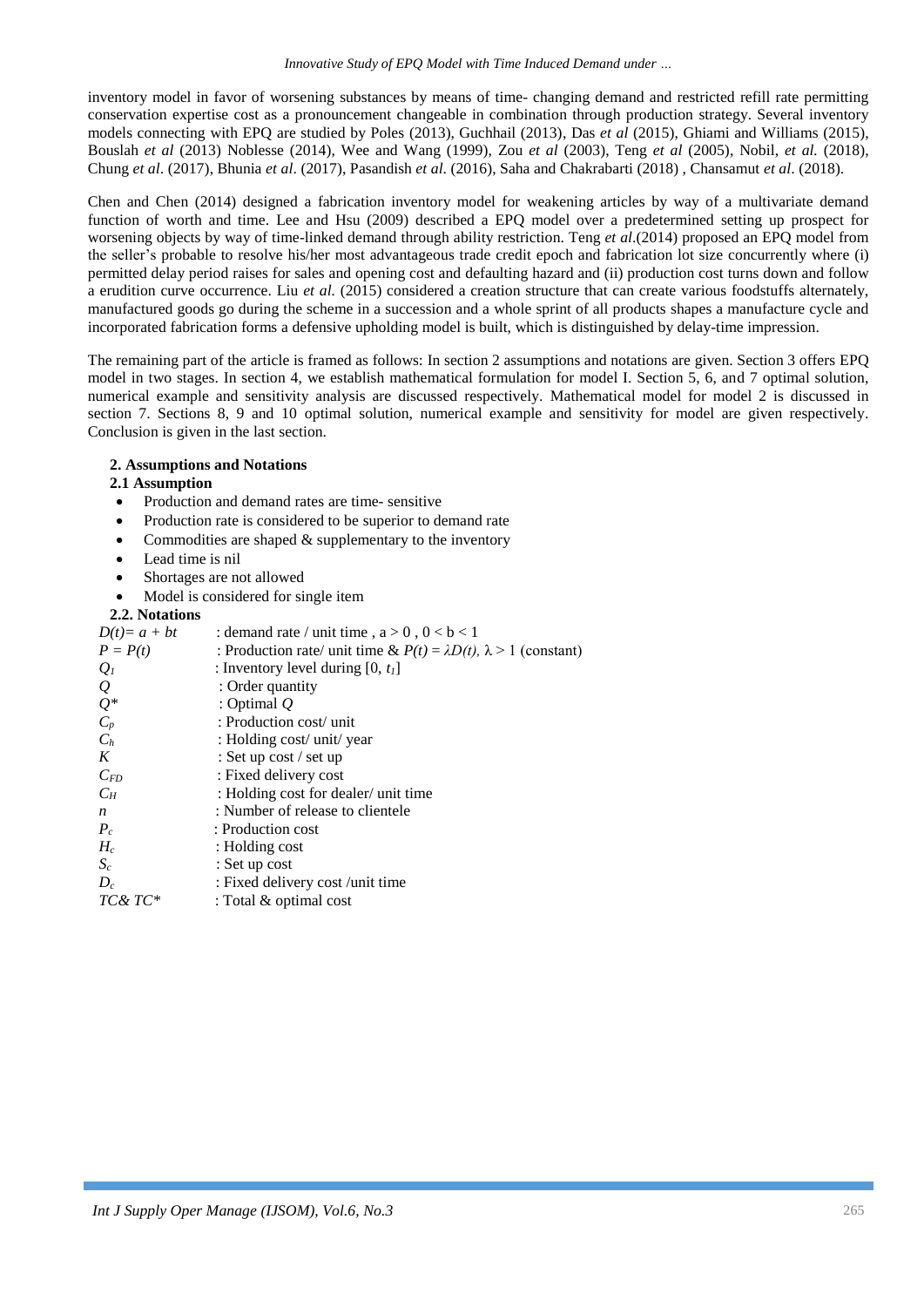inventory model in favor of worsening substances by means of time- changing demand and restricted refill rate permitting conservation expertise cost as a pronouncement changeable in combination through production strategy. Several inventory models connecting with EPQ are studied by Poles (2013), Guchhail (2013), Das *et al* (2015), Ghiami and Williams (2015), Bouslah *et al* (2013) Noblesse (2014), Wee and Wang (1999), Zou *et al* (2003), Teng *et al* (2005), Nobil, *et al.* (2018), Chung *et al*. (2017), Bhunia *et al*. (2017), Pasandish *et al.* (2016), Saha and Chakrabarti (2018) , Chansamut *et al*. (2018).

Chen and Chen (2014) designed a fabrication inventory model for weakening articles by way of a multivariate demand function of worth and time. Lee and Hsu (2009) described a EPQ model over a predetermined setting up prospect for worsening objects by way of time-linked demand through ability restriction. Teng *et al*.(2014) proposed an EPQ model from the seller's probable to resolve his/her most advantageous trade credit epoch and fabrication lot size concurrently where (i) permitted delay period raises for sales and opening cost and defaulting hazard and (ii) production cost turns down and follow a erudition curve occurrence. Liu *et al.* (2015) considered a creation structure that can create various foodstuffs alternately, manufactured goods go during the scheme in a succession and a whole sprint of all products shapes a manufacture cycle and incorporated fabrication forms a defensive upholding model is built, which is distinguished by delay-time impression.

The remaining part of the article is framed as follows: In section 2 assumptions and notations are given. Section 3 offers EPQ model in two stages. In section 4, we establish mathematical formulation for model I. Section 5, 6, and 7 optimal solution, numerical example and sensitivity analysis are discussed respectively. Mathematical model for model 2 is discussed in section 7. Sections 8, 9 and 10 optimal solution, numerical example and sensitivity for model are given respectively. Conclusion is given in the last section.

## 2. Assumptions and Notations

### 2.1 Assumption

- Production and demand rates are time- sensitive
- Production rate is considered to be superior to demand rate
- Commodities are shaped & supplementary to the inventory
- Lead time is nil
- Shortages are not allowed
- Model is considered for single item

### 2.2. Notations

| | |
|---|---|
| $D(t)= a + bt$ | : demand rate / unit time , $a > 0$ , $0 < b < 1$ |
| $P = P(t)$ | : Production rate/ unit time & $P(t) = \lambda D(t)$, $\lambda > 1$ (constant) |
| $Q_1$ | : Inventory level during $[0, t_1]$ |
| $Q$ | : Order quantity |
| $Q^*$ | : Optimal $Q$ |
| $C_p$ | : Production cost/ unit |
| $C_h$ | : Holding cost/ unit/ year |
| $K$ | : Set up cost / set up |
| $C_{FD}$ | : Fixed delivery cost |
| $C_H$ | : Holding cost for dealer/ unit time |
| $n$ | : Number of release to clientele |
| $P_c$ | : Production cost |
| $H_c$ | : Holding cost |
| $S_c$ | : Set up cost |
| $D_c$ | : Fixed delivery cost /unit time |
| $TC$& $TC^*$ | : Total & optimal cost |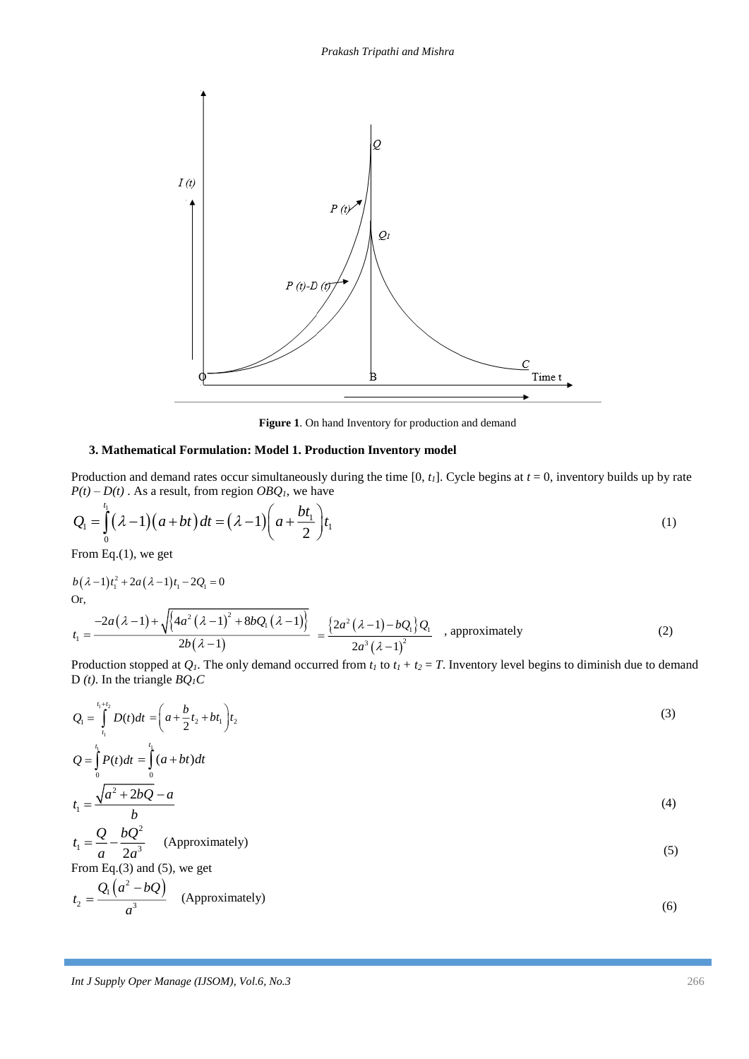**Figure 1**. On hand Inventory for production and demand

**3. Mathematical Formulation: Model 1. Production Inventory model**

Production and demand rates occur simultaneously during the time [0, $t_1$]. Cycle begins at $t = 0$, inventory builds up by rate $P(t) - D(t)$ . As a result, from region $OBQ_1$, we have

$$Q_1 = \int_0^{t_1} (\lambda - 1)(a + bt)\,dt = (\lambda - 1)\left(a + \frac{bt_1}{2}\right)t_1 \tag{1}$$

From Eq.(1), we get

$$b(\lambda - 1)t_1^2 + 2a(\lambda - 1)t_1 - 2Q_1 = 0$$

Or,

$$t_1 = \frac{-2a(\lambda - 1) + \sqrt{\left\{4a^2(\lambda - 1)^2 + 8bQ_1(\lambda - 1)\right\}}}{2b(\lambda - 1)} = \frac{\left\{2a^2(\lambda - 1) - bQ_1\right\}Q_1}{2a^3(\lambda - 1)^2} \text{, approximately} \tag{2}$$

Production stopped at $Q_1$. The only demand occurred from $t_1$ to $t_1 + t_2 = T$. Inventory level begins to diminish due to demand D $(t)$. In the triangle $BQ_1C$

$$Q_1 = \int_{t_1}^{t_1+t_2} D(t)\,dt = \left(a + \frac{b}{2}t_2 + bt_1\right)t_2 \tag{3}$$

$$Q = \int_0^{t_1} P(t)\,dt = \int_0^{t_1} (a + bt)\,dt$$

$$t_1 = \frac{\sqrt{a^2 + 2bQ} - a}{b} \tag{4}$$

$$t_1 = \frac{Q}{a} - \frac{bQ^2}{2a^3} \quad \text{(Approximately)} \tag{5}$$

From Eq.(3) and (5), we get

$$t_2 = \frac{Q_1\left(a^2 - bQ\right)}{a^3} \quad \text{(Approximately)} \tag{6}$$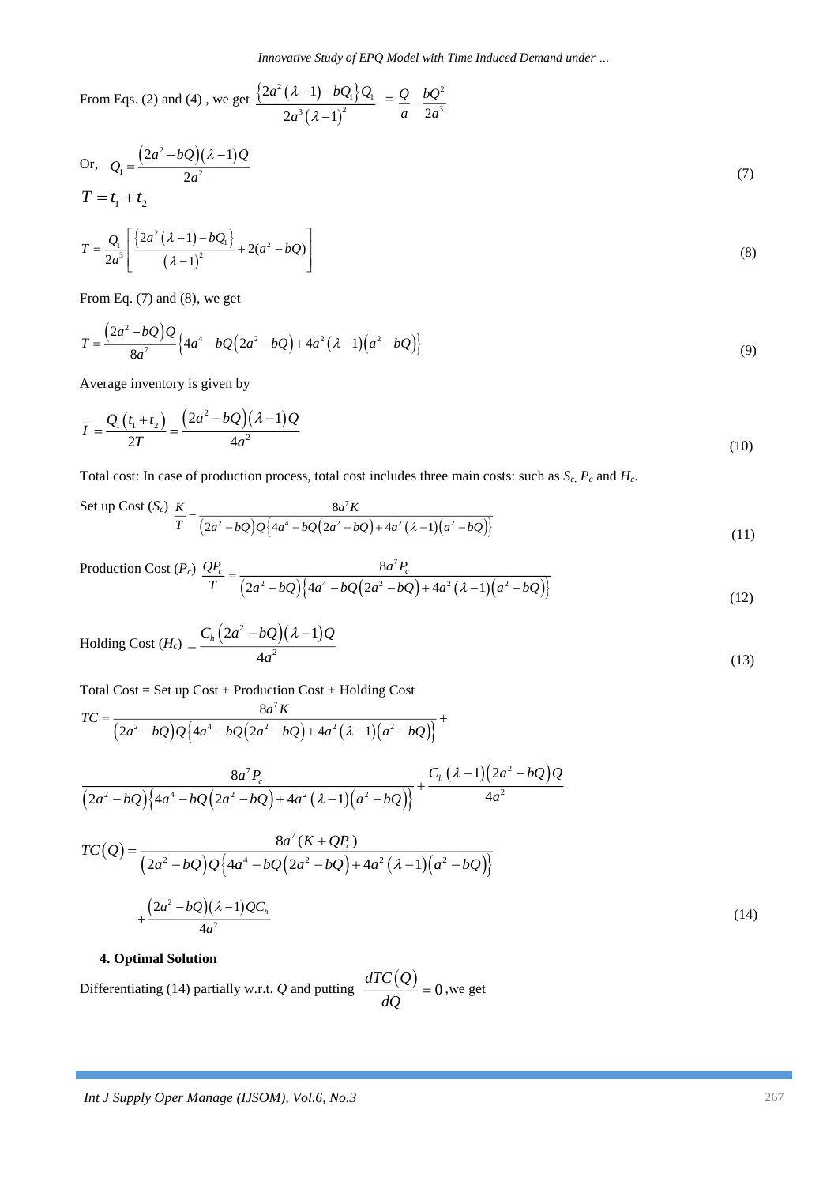From Eqs. (2) and (4) , we get $\dfrac{\left\{2a^2(\lambda-1)-bQ_1\right\}Q_1}{2a^3(\lambda-1)^2} = \dfrac{Q}{a}-\dfrac{bQ^2}{2a^3}$

Or, $Q_1 = \dfrac{\left(2a^2-bQ\right)(\lambda-1)Q}{2a^2}$ (7)

$T = t_1 + t_2$

$$T = \frac{Q_1}{2a^3}\left[\frac{\left\{2a^2(\lambda-1)-bQ_1\right\}}{(\lambda-1)^2}+2(a^2-bQ)\right] \tag{8}$$

From Eq. (7) and (8), we get

$$T = \frac{\left(2a^2-bQ\right)Q}{8a^7}\left\{4a^4-bQ\left(2a^2-bQ\right)+4a^2(\lambda-1)\left(a^2-bQ\right)\right\} \tag{9}$$

Average inventory is given by

$$\bar{I} = \frac{Q_1(t_1+t_2)}{2T} = \frac{\left(2a^2-bQ\right)(\lambda-1)Q}{4a^2} \tag{10}$$

Total cost: In case of production process, total cost includes three main costs: such as $S_c$, $P_c$ and $H_c$.

Set up Cost ($S_c$) $\dfrac{K}{T} = \dfrac{8a^7K}{\left(2a^2-bQ\right)Q\left\{4a^4-bQ\left(2a^2-bQ\right)+4a^2(\lambda-1)\left(a^2-bQ\right)\right\}}$ (11)

Production Cost ($P_c$) $\dfrac{QP_c}{T} = \dfrac{8a^7P_c}{\left(2a^2-bQ\right)\left\{4a^4-bQ\left(2a^2-bQ\right)+4a^2(\lambda-1)\left(a^2-bQ\right)\right\}}$ (12)

Holding Cost ($H_c$) $= \dfrac{C_h\left(2a^2-bQ\right)(\lambda-1)Q}{4a^2}$ (13)

Total Cost = Set up Cost + Production Cost + Holding Cost

$$TC = \frac{8a^7K}{\left(2a^2-bQ\right)Q\left\{4a^4-bQ\left(2a^2-bQ\right)+4a^2(\lambda-1)\left(a^2-bQ\right)\right\}} +$$

$$\frac{8a^7P_c}{\left(2a^2-bQ\right)\left\{4a^4-bQ\left(2a^2-bQ\right)+4a^2(\lambda-1)\left(a^2-bQ\right)\right\}} + \frac{C_h(\lambda-1)\left(2a^2-bQ\right)Q}{4a^2}$$

$$TC(Q) = \frac{8a^7(K+QP_c)}{\left(2a^2-bQ\right)Q\left\{4a^4-bQ\left(2a^2-bQ\right)+4a^2(\lambda-1)\left(a^2-bQ\right)\right\}}$$

$$+\frac{\left(2a^2-bQ\right)(\lambda-1)QC_h}{4a^2} \tag{14}$$

#### 4. Optimal Solution

Differentiating (14) partially w.r.t. $Q$ and putting $\dfrac{dTC(Q)}{dQ}=0$ ,we get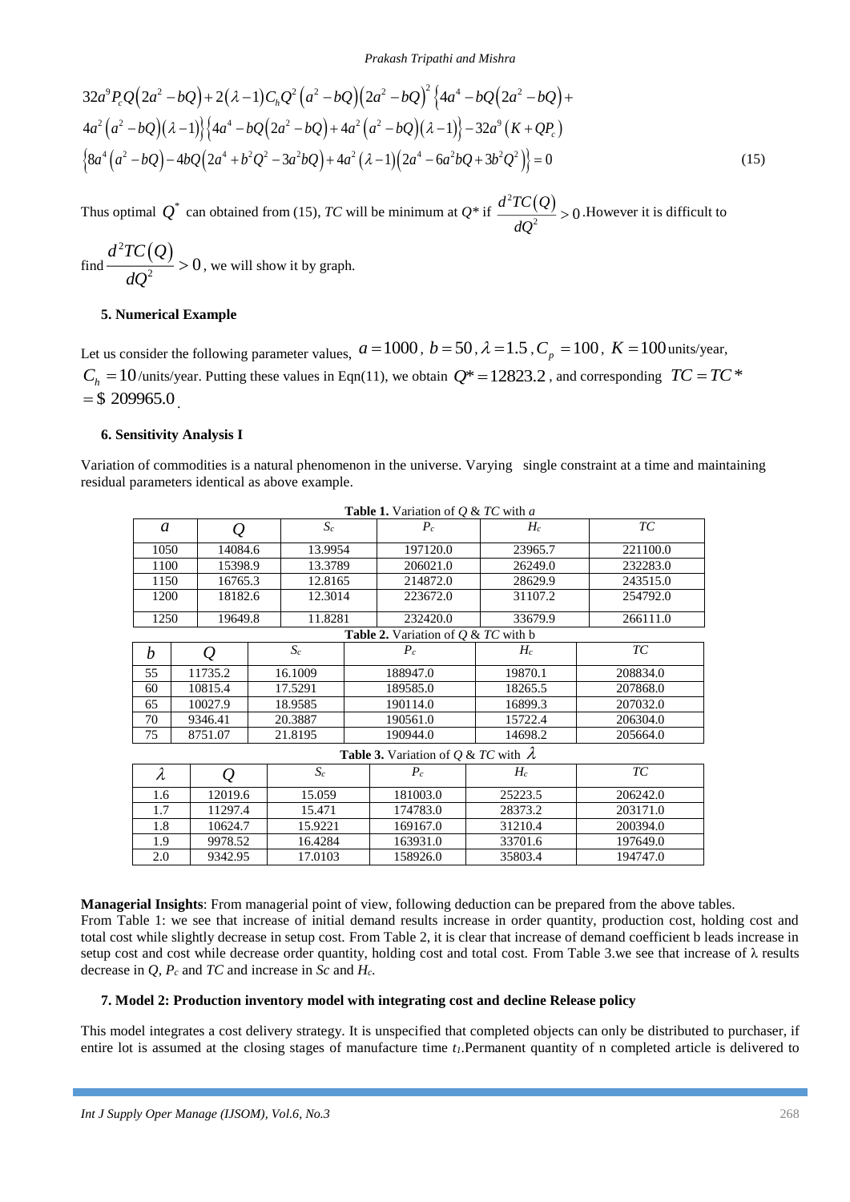$$
\begin{aligned}
&32a^9P_cQ\left(2a^2-bQ\right)+2\left(\lambda-1\right)C_hQ^2\left(a^2-bQ\right)\left(2a^2-bQ\right)^2\left\{4a^4-bQ\left(2a^2-bQ\right)+\right.\\
&\left.4a^2\left(a^2-bQ\right)\left(\lambda-1\right)\right\}\left\{4a^4-bQ\left(2a^2-bQ\right)+4a^2\left(a^2-bQ\right)\left(\lambda-1\right)\right\}-32a^9\left(K+QP_c\right)\\
&\left\{8a^4\left(a^2-bQ\right)-4bQ\left(2a^4+b^2Q^2-3a^2bQ\right)+4a^2\left(\lambda-1\right)\left(2a^4-6a^2bQ+3b^2Q^2\right)\right\}=0
\end{aligned}
\tag{15}
$$

Thus optimal $Q^*$ can obtained from (15), *TC* will be minimum at *Q*\* if $\frac{d^2TC(Q)}{dQ^2}>0$. However it is difficult to find $\frac{d^2TC(Q)}{dQ^2}>0$, we will show it by graph.

### 5. Numerical Example

Let us consider the following parameter values, $a=1000$, $b=50$, $\lambda=1.5$, $C_p=100$, $K=100$ units/year, $C_h=10$/units/year. Putting these values in Eqn(11), we obtain $Q^*=12823.2$, and corresponding $TC=TC^*$ $=\$\ 209965.0$.

### 6. Sensitivity Analysis I

Variation of commodities is a natural phenomenon in the universe. Varying single constraint at a time and maintaining residual parameters identical as above example.

**Table 1.** Variation of *Q* & *TC* with *a*

| $a$ | $Q$ | $S_c$ | $P_c$ | $H_c$ | $TC$ |
|---|---|---|---|---|---|
| 1050 | 14084.6 | 13.9954 | 197120.0 | 23965.7 | 221100.0 |
| 1100 | 15398.9 | 13.3789 | 206021.0 | 26249.0 | 232283.0 |
| 1150 | 16765.3 | 12.8165 | 214872.0 | 28629.9 | 243515.0 |
| 1200 | 18182.6 | 12.3014 | 223672.0 | 31107.2 | 254792.0 |
| 1250 | 19649.8 | 11.8281 | 232420.0 | 33679.9 | 266111.0 |

**Table 2.** Variation of *Q* & *TC* with b

| $b$ | $Q$ | $S_c$ | $P_c$ | $H_c$ | $TC$ |
|---|---|---|---|---|---|
| 55 | 11735.2 | 16.1009 | 188947.0 | 19870.1 | 208834.0 |
| 60 | 10815.4 | 17.5291 | 189585.0 | 18265.5 | 207868.0 |
| 65 | 10027.9 | 18.9585 | 190114.0 | 16899.3 | 207032.0 |
| 70 | 9346.41 | 20.3887 | 190561.0 | 15722.4 | 206304.0 |
| 75 | 8751.07 | 21.8195 | 190944.0 | 14698.2 | 205664.0 |

**Table 3.** Variation of *Q* & *TC* with $\lambda$

| $\lambda$ | $Q$ | $S_c$ | $P_c$ | $H_c$ | $TC$ |
|---|---|---|---|---|---|
| 1.6 | 12019.6 | 15.059 | 181003.0 | 25223.5 | 206242.0 |
| 1.7 | 11297.4 | 15.471 | 174783.0 | 28373.2 | 203171.0 |
| 1.8 | 10624.7 | 15.9221 | 169167.0 | 31210.4 | 200394.0 |
| 1.9 | 9978.52 | 16.4284 | 163931.0 | 33701.6 | 197649.0 |
| 2.0 | 9342.95 | 17.0103 | 158926.0 | 35803.4 | 194747.0 |

**Managerial Insights**: From managerial point of view, following deduction can be prepared from the above tables.
From Table 1: we see that increase of initial demand results increase in order quantity, production cost, holding cost and total cost while slightly decrease in setup cost. From Table 2, it is clear that increase of demand coefficient b leads increase in setup cost and cost while decrease order quantity, holding cost and total cost. From Table 3.we see that increase of λ results decrease in *Q*, $P_c$ and *TC* and increase in $S_c$ and $H_c$.

### 7. Model 2: Production inventory model with integrating cost and decline Release policy

This model integrates a cost delivery strategy. It is unspecified that completed objects can only be distributed to purchaser, if entire lot is assumed at the closing stages of manufacture time $t_1$.Permanent quantity of n completed article is delivered to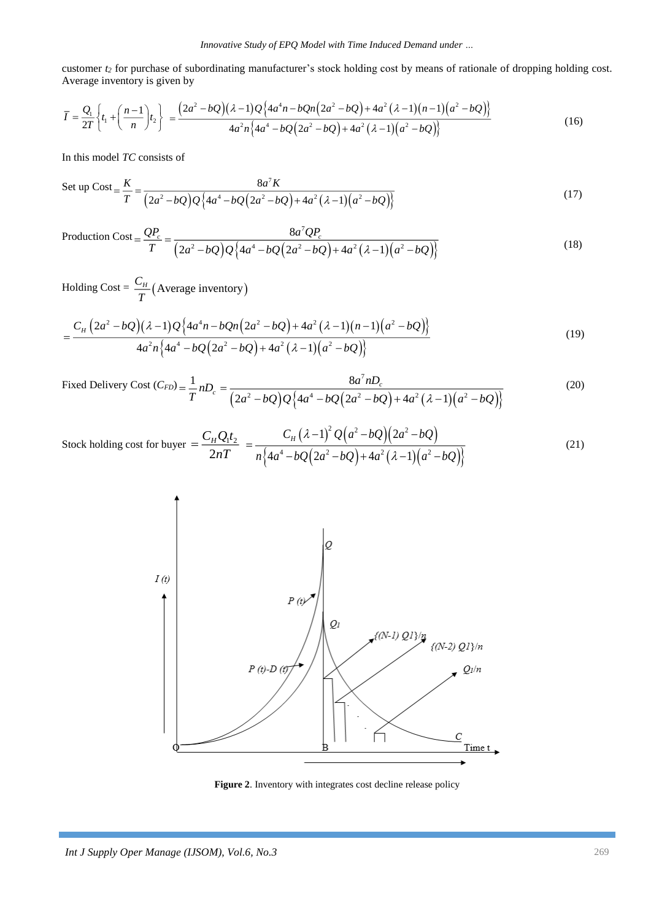customer $t_2$ for purchase of subordinating manufacturer's stock holding cost by means of rationale of dropping holding cost. Average inventory is given by

$$\bar{I} = \frac{Q_1}{2T}\left\{t_1 + \left(\frac{n-1}{n}\right)t_2\right\} = \frac{\left(2a^2 - bQ\right)\left(\lambda - 1\right)Q\left\{4a^4 n - bQn\left(2a^2 - bQ\right) + 4a^2\left(\lambda - 1\right)\left(n-1\right)\left(a^2 - bQ\right)\right\}}{4a^2 n\left\{4a^4 - bQ\left(2a^2 - bQ\right) + 4a^2\left(\lambda - 1\right)\left(a^2 - bQ\right)\right\}} \tag{16}$$

In this model *TC* consists of

$$\text{Set up Cost} = \frac{K}{T} = \frac{8a^7 K}{\left(2a^2 - bQ\right)Q\left\{4a^4 - bQ\left(2a^2 - bQ\right) + 4a^2\left(\lambda - 1\right)\left(a^2 - bQ\right)\right\}} \tag{17}$$

$$\text{Production Cost} = \frac{QP_c}{T} = \frac{8a^7 QP_c}{\left(2a^2 - bQ\right)Q\left\{4a^4 - bQ\left(2a^2 - bQ\right) + 4a^2\left(\lambda - 1\right)\left(a^2 - bQ\right)\right\}} \tag{18}$$

$$\text{Holding Cost} = \frac{C_H}{T}\left(\text{Average inventory}\right)$$

$$= \frac{C_H\left(2a^2 - bQ\right)\left(\lambda - 1\right)Q\left\{4a^4 n - bQn\left(2a^2 - bQ\right) + 4a^2\left(\lambda - 1\right)\left(n-1\right)\left(a^2 - bQ\right)\right\}}{4a^2 n\left\{4a^4 - bQ\left(2a^2 - bQ\right) + 4a^2\left(\lambda - 1\right)\left(a^2 - bQ\right)\right\}} \tag{19}$$

$$\text{Fixed Delivery Cost } (C_{FD}) = \frac{1}{T} nD_c = \frac{8a^7 nD_c}{\left(2a^2 - bQ\right)Q\left\{4a^4 - bQ\left(2a^2 - bQ\right) + 4a^2\left(\lambda - 1\right)\left(a^2 - bQ\right)\right\}} \tag{20}$$

$$\text{Stock holding cost for buyer} = \frac{C_H Q_1 t_2}{2nT} = \frac{C_H\left(\lambda - 1\right)^2 Q\left(a^2 - bQ\right)\left(2a^2 - bQ\right)}{n\left\{4a^4 - bQ\left(2a^2 - bQ\right) + 4a^2\left(\lambda - 1\right)\left(a^2 - bQ\right)\right\}} \tag{21}$$

**Figure 2**. Inventory with integrates cost decline release policy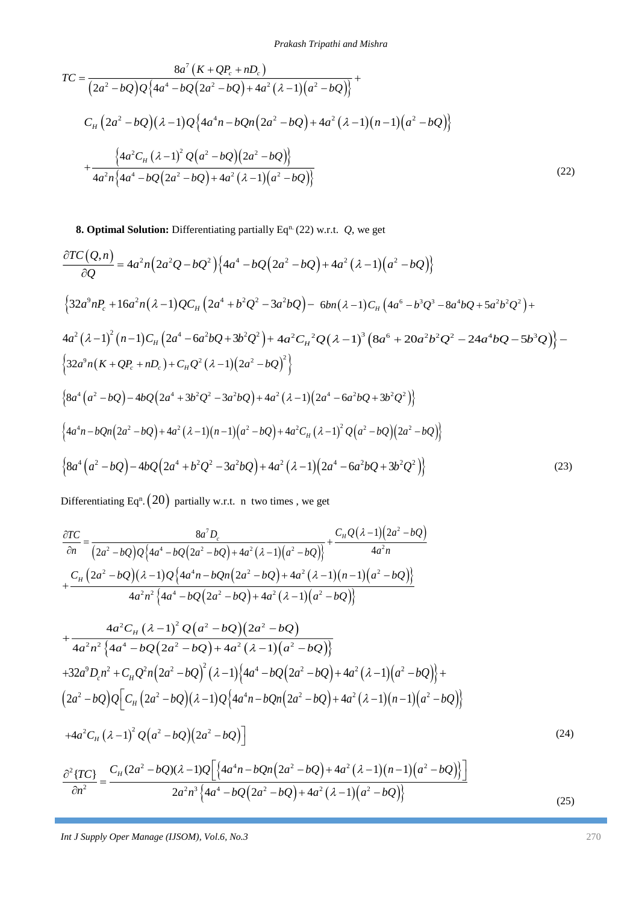$$TC = \frac{8a^7\left(K+QP_c+nD_c\right)}{\left(2a^2-bQ\right)Q\left\{4a^4-bQ\left(2a^2-bQ\right)+4a^2\left(\lambda-1\right)\left(a^2-bQ\right)\right\}}+$$

$$C_H\left(2a^2-bQ\right)\left(\lambda-1\right)Q\left\{4a^4n-bQn\left(2a^2-bQ\right)+4a^2\left(\lambda-1\right)\left(n-1\right)\left(a^2-bQ\right)\right\}$$

$$+\frac{\left\{4a^2C_H\left(\lambda-1\right)^2Q\left(a^2-bQ\right)\left(2a^2-bQ\right)\right\}}{4a^2n\left\{4a^4-bQ\left(2a^2-bQ\right)+4a^2\left(\lambda-1\right)\left(a^2-bQ\right)\right\}} \tag{22}$$

**8. Optimal Solution:** Differentiating partially Eq$^{n.}$ (22) w.r.t. $Q$, we get

$$\frac{\partial TC\left(Q,n\right)}{\partial Q}=4a^2n\left(2a^2Q-bQ^2\right)\left\{4a^4-bQ\left(2a^2-bQ\right)+4a^2\left(\lambda-1\right)\left(a^2-bQ\right)\right\}$$

$$\left\{32a^9nP_c+16a^2n\left(\lambda-1\right)QC_H\left(2a^4+b^2Q^2-3a^2bQ\right)-6bn\left(\lambda-1\right)C_H\left(4a^6-b^3Q^3-8a^4bQ+5a^2b^2Q^2\right)+\right.$$

$$\left.4a^2\left(\lambda-1\right)^2\left(n-1\right)C_H\left(2a^4-6a^2bQ+3b^2Q^2\right)+4a^2{C_H}^2Q\left(\lambda-1\right)^3\left(8a^6+20a^2b^2Q^2-24a^4bQ-5b^3Q\right)\right\}-$$

$$\left\{32a^9n\left(K+QP_c+nD_c\right)+C_HQ^2\left(\lambda-1\right)\left(2a^2-bQ\right)^2\right\}$$

$$\left\{8a^4\left(a^2-bQ\right)-4bQ\left(2a^4+3b^2Q^2-3a^2bQ\right)+4a^2\left(\lambda-1\right)\left(2a^4-6a^2bQ+3b^2Q^2\right)\right\}$$

$$\left\{4a^4n-bQn\left(2a^2-bQ\right)+4a^2\left(\lambda-1\right)\left(n-1\right)\left(a^2-bQ\right)+4a^2C_H\left(\lambda-1\right)^2Q\left(a^2-bQ\right)\left(2a^2-bQ\right)\right\}$$

$$\left\{8a^4\left(a^2-bQ\right)-4bQ\left(2a^4+b^2Q^2-3a^2bQ\right)+4a^2\left(\lambda-1\right)\left(2a^4-6a^2bQ+3b^2Q^2\right)\right\} \tag{23}$$

Differentiating Eq$^{n}$.$\left(20\right)$ partially w.r.t. n two times , we get

$$\frac{\partial TC}{\partial n}=\frac{8a^7D_c}{\left(2a^2-bQ\right)Q\left\{4a^4-bQ\left(2a^2-bQ\right)+4a^2\left(\lambda-1\right)\left(a^2-bQ\right)\right\}}+\frac{C_HQ\left(\lambda-1\right)\left(2a^2-bQ\right)}{4a^2n}$$

$$+\frac{C_H\left(2a^2-bQ\right)\left(\lambda-1\right)Q\left\{4a^4n-bQn\left(2a^2-bQ\right)+4a^2\left(\lambda-1\right)\left(n-1\right)\left(a^2-bQ\right)\right\}}{4a^2n^2\left\{4a^4-bQ\left(2a^2-bQ\right)+4a^2\left(\lambda-1\right)\left(a^2-bQ\right)\right\}}$$

$$+\frac{4a^2C_H\left(\lambda-1\right)^2Q\left(a^2-bQ\right)\left(2a^2-bQ\right)}{4a^2n^2\left\{4a^4-bQ\left(2a^2-bQ\right)+4a^2\left(\lambda-1\right)\left(a^2-bQ\right)\right\}}$$

$$+32a^9D_cn^2+C_HQ^2n\left(2a^2-bQ\right)^2\left(\lambda-1\right)\left\{4a^4-bQ\left(2a^2-bQ\right)+4a^2\left(\lambda-1\right)\left(a^2-bQ\right)\right\}+$$

$$\left(2a^2-bQ\right)Q\left[C_H\left(2a^2-bQ\right)\left(\lambda-1\right)Q\left\{4a^4n-bQn\left(2a^2-bQ\right)+4a^2\left(\lambda-1\right)\left(n-1\right)\left(a^2-bQ\right)\right\}\right.$$

$$\left.+4a^2C_H\left(\lambda-1\right)^2Q\left(a^2-bQ\right)\left(2a^2-bQ\right)\right] \tag{24}$$

$$\frac{\partial^2\{TC\}}{\partial n^2}=\frac{C_H(2a^2-bQ)(\lambda-1)Q\left[\left\{4a^4n-bQn\left(2a^2-bQ\right)+4a^2\left(\lambda-1\right)\left(n-1\right)\left(a^2-bQ\right)\right\}\right]}{2a^2n^3\left\{4a^4-bQ\left(2a^2-bQ\right)+4a^2\left(\lambda-1\right)\left(a^2-bQ\right)\right\}} \tag{25}$$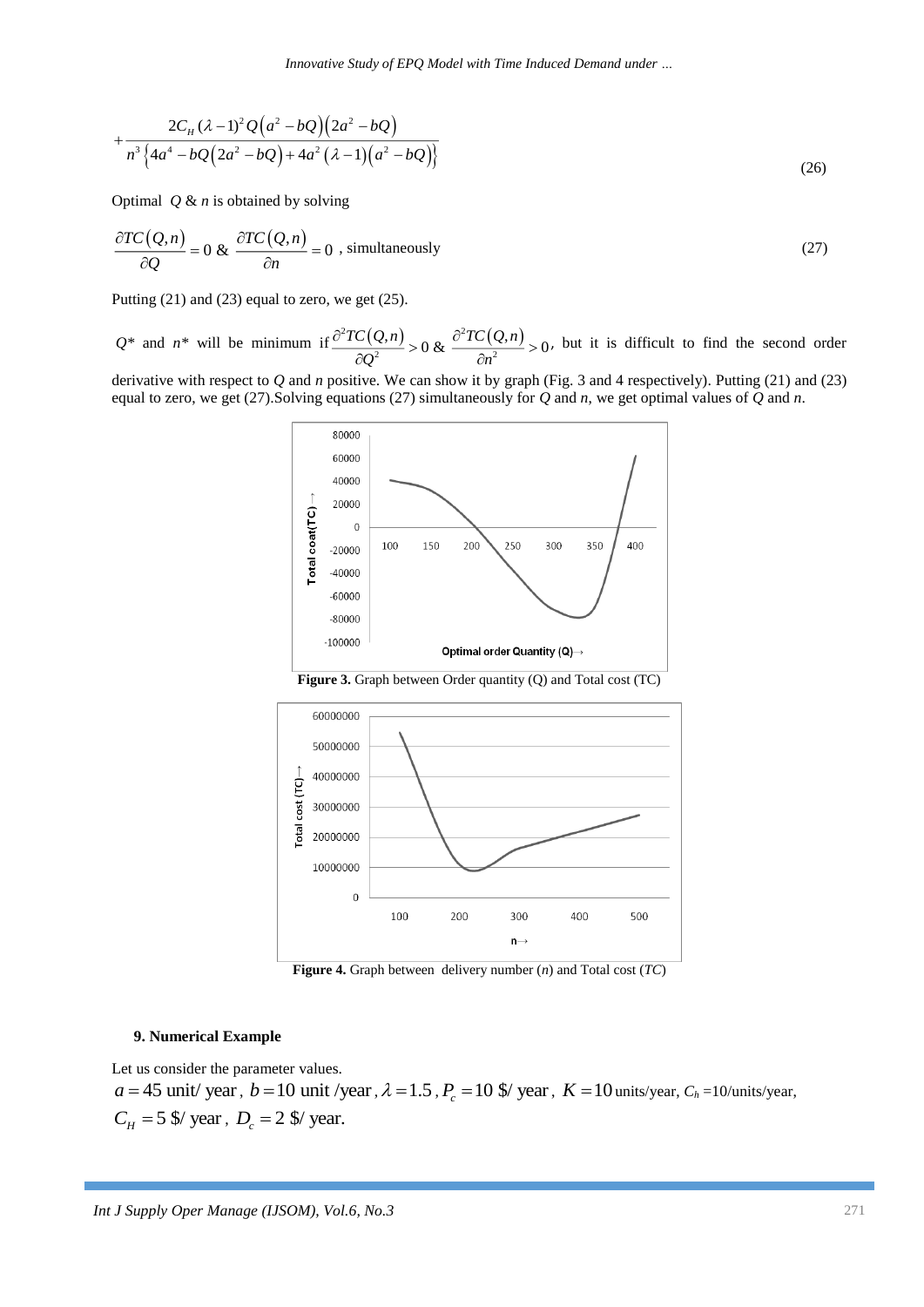$$+\frac{2C_H(\lambda-1)^2 Q\left(a^2-bQ\right)\left(2a^2-bQ\right)}{n^3\left\{4a^4-bQ\left(2a^2-bQ\right)+4a^2\left(\lambda-1\right)\left(a^2-bQ\right)\right\}} \tag{26}$$

Optimal $Q$ & $n$ is obtained by solving

$$\frac{\partial TC(Q,n)}{\partial Q}=0 \text{ \& } \frac{\partial TC(Q,n)}{\partial n}=0 \text{ , simultaneously} \tag{27}$$

Putting (21) and (23) equal to zero, we get (25).

$Q^*$ and $n^*$ will be minimum if $\frac{\partial^2 TC(Q,n)}{\partial Q^2}>0$ & $\frac{\partial^2 TC(Q,n)}{\partial n^2}>0$, but it is difficult to find the second order derivative with respect to $Q$ and $n$ positive. We can show it by graph (Fig. 3 and 4 respectively). Putting (21) and (23) equal to zero, we get (27).Solving equations (27) simultaneously for $Q$ and $n$, we get optimal values of $Q$ and $n$.

**Figure 3.** Graph between Order quantity (Q) and Total cost (TC)

**Figure 4.** Graph between delivery number ($n$) and Total cost ($TC$)

### 9. Numerical Example

Let us consider the parameter values.

$a=45$ unit/ year, $b=10$ unit /year, $\lambda=1.5$, $P_c=10$ \$/ year, $K=10$ units/year, $C_h$ =10/units/year, $C_H=5$ \$/ year, $D_c=2$ \$/ year.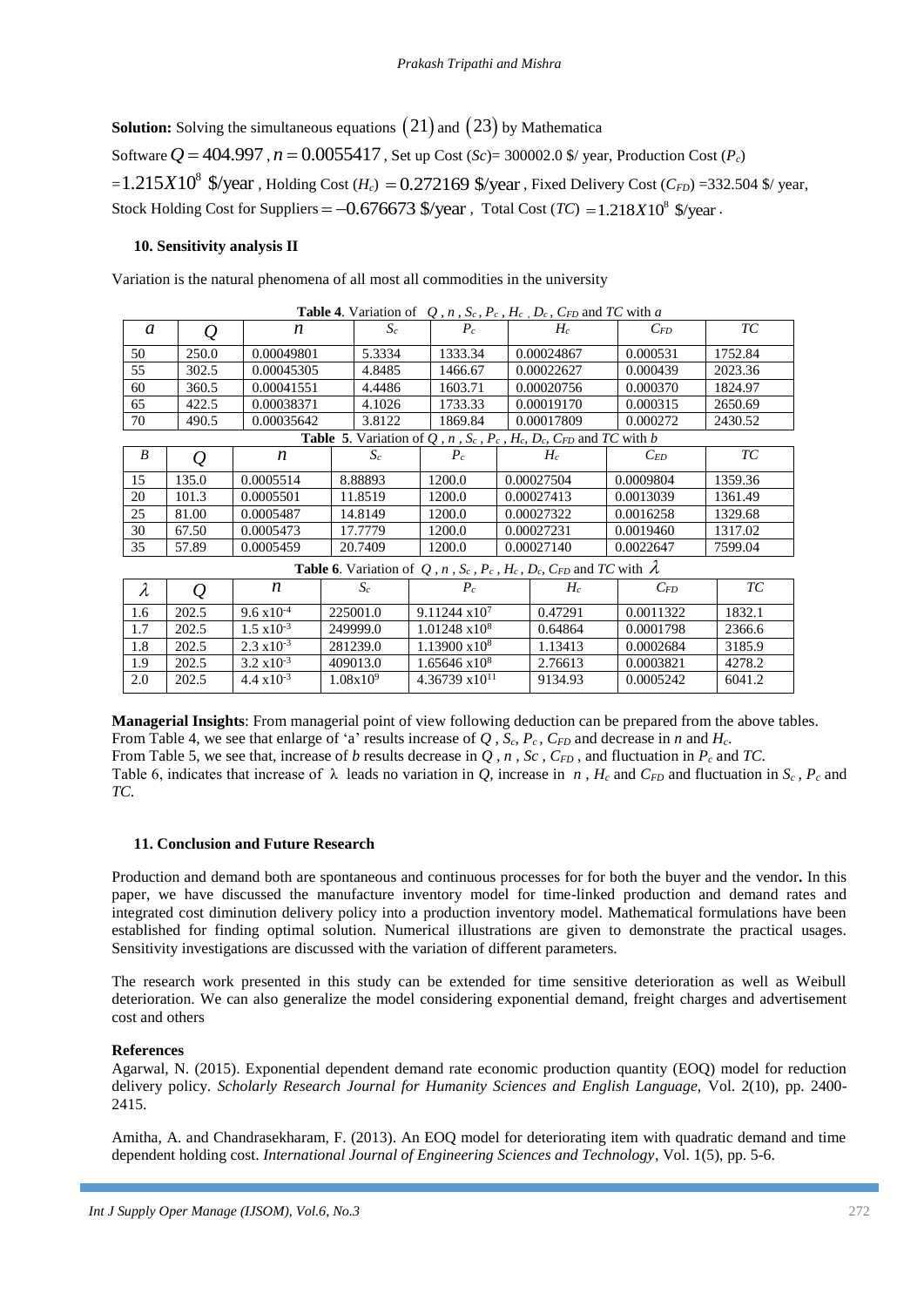**Solution:** Solving the simultaneous equations $(21)$ and $(23)$ by Mathematica

Software $Q = 404.997$ , $n = 0.0055417$ , Set up Cost ($Sc$)= 300002.0 \$/ year, Production Cost ($P_c$) $=1.215X10^8$ \$/year , Holding Cost ($H_c$) $= 0.272169$ \$/year , Fixed Delivery Cost ($C_{FD}$) =332.504 \$/ year, Stock Holding Cost for Suppliers $= -0.676673$ \$/year , Total Cost ($TC$) $=1.218X10^8$ \$/year .

### 10. Sensitivity analysis II

Variation is the natural phenomena of all most all commodities in the university

**Table 4**. Variation of $Q$ , $n$ , $S_c$ , $P_c$ , $H_c$ , $D_c$ , $C_{FD}$ and $TC$ with $a$

| $a$ | $Q$ | $n$ | $S_c$ | $P_c$ | $H_c$ | $C_{FD}$ | $TC$ |
|---|---|---|---|---|---|---|---|
| 50 | 250.0 | 0.00049801 | 5.3334 | 1333.34 | 0.00024867 | 0.000531 | 1752.84 |
| 55 | 302.5 | 0.00045305 | 4.8485 | 1466.67 | 0.00022627 | 0.000439 | 2023.36 |
| 60 | 360.5 | 0.00041551 | 4.4486 | 1603.71 | 0.00020756 | 0.000370 | 1824.97 |
| 65 | 422.5 | 0.00038371 | 4.1026 | 1733.33 | 0.00019170 | 0.000315 | 2650.69 |
| 70 | 490.5 | 0.00035642 | 3.8122 | 1869.84 | 0.00017809 | 0.000272 | 2430.52 |

**Table 5**. Variation of $Q$ , $n$ , $S_c$ , $P_c$ , $H_c$, $D_c$, $C_{FD}$ and $TC$ with $b$

| $B$ | $Q$ | $n$ | $S_c$ | $P_c$ | $H_c$ | $C_{ED}$ | $TC$ |
|---|---|---|---|---|---|---|---|
| 15 | 135.0 | 0.0005514 | 8.88893 | 1200.0 | 0.00027504 | 0.0009804 | 1359.36 |
| 20 | 101.3 | 0.0005501 | 11.8519 | 1200.0 | 0.00027413 | 0.0013039 | 1361.49 |
| 25 | 81.00 | 0.0005487 | 14.8149 | 1200.0 | 0.00027322 | 0.0016258 | 1329.68 |
| 30 | 67.50 | 0.0005473 | 17.7779 | 1200.0 | 0.00027231 | 0.0019460 | 1317.02 |
| 35 | 57.89 | 0.0005459 | 20.7409 | 1200.0 | 0.00027140 | 0.0022647 | 7599.04 |

**Table 6**. Variation of $Q$ , $n$ , $S_c$ , $P_c$ , $H_c$ , $D_c$, $C_{FD}$ and $TC$ with $\lambda$

| $\lambda$ | $Q$ | $n$ | $S_c$ | $P_c$ | $H_c$ | $C_{FD}$ | $TC$ |
|---|---|---|---|---|---|---|---|
| 1.6 | 202.5 | $9.6 \times 10^{-4}$ | 225001.0 | $9.11244 \times 10^{7}$ | 0.47291 | 0.0011322 | 1832.1 |
| 1.7 | 202.5 | $1.5 \times 10^{-3}$ | 249999.0 | $1.01248 \times 10^{8}$ | 0.64864 | 0.0001798 | 2366.6 |
| 1.8 | 202.5 | $2.3 \times 10^{-3}$ | 281239.0 | $1.13900 \times 10^{8}$ | 1.13413 | 0.0002684 | 3185.9 |
| 1.9 | 202.5 | $3.2 \times 10^{-3}$ | 409013.0 | $1.65646 \times 10^{8}$ | 2.76613 | 0.0003821 | 4278.2 |
| 2.0 | 202.5 | $4.4 \times 10^{-3}$ | $1.08 \times 10^{9}$ | $4.36739 \times 10^{11}$ | 9134.93 | 0.0005242 | 6041.2 |

**Managerial Insights**: From managerial point of view following deduction can be prepared from the above tables. From Table 4, we see that enlarge of 'a' results increase of $Q$ , $S_c$, $P_c$ , $C_{FD}$ and decrease in $n$ and $H_c$.
From Table 5, we see that, increase of $b$ results decrease in $Q$ , $n$ , $Sc$ , $C_{FD}$ , and fluctuation in $P_c$ and $TC$.
Table 6, indicates that increase of $\lambda$ leads no variation in $Q$, increase in $n$ , $H_c$ and $C_{FD}$ and fluctuation in $S_c$ , $P_c$ and $TC$.

### 11. Conclusion and Future Research

Production and demand both are spontaneous and continuous processes for for both the buyer and the vendor**.** In this paper, we have discussed the manufacture inventory model for time-linked production and demand rates and integrated cost diminution delivery policy into a production inventory model. Mathematical formulations have been established for finding optimal solution. Numerical illustrations are given to demonstrate the practical usages. Sensitivity investigations are discussed with the variation of different parameters.

The research work presented in this study can be extended for time sensitive deterioration as well as Weibull deterioration. We can also generalize the model considering exponential demand, freight charges and advertisement cost and others

**References**

Agarwal, N. (2015). Exponential dependent demand rate economic production quantity (EOQ) model for reduction delivery policy. *Scholarly Research Journal for Humanity Sciences and English Language,* Vol. 2(10), pp. 2400-2415.

Amitha, A. and Chandrasekharam, F. (2013). An EOQ model for deteriorating item with quadratic demand and time dependent holding cost. *International Journal of Engineering Sciences and Technology*, Vol. 1(5), pp. 5-6.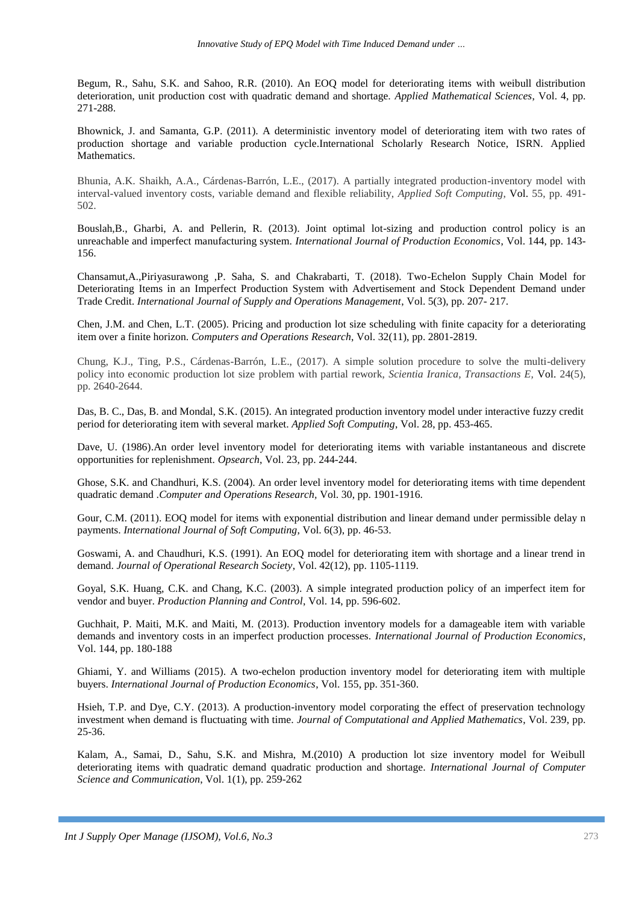Begum, R., Sahu, S.K. and Sahoo, R.R. (2010). An EOQ model for deteriorating items with weibull distribution deterioration, unit production cost with quadratic demand and shortage. *Applied Mathematical Sciences*, Vol. 4, pp. 271-288.

Bhownick, J. and Samanta, G.P. (2011). A deterministic inventory model of deteriorating item with two rates of production shortage and variable production cycle.International Scholarly Research Notice, ISRN. Applied Mathematics.

Bhunia, A.K. Shaikh, A.A., Cárdenas-Barrón, L.E., (2017). A partially integrated production-inventory model with interval-valued inventory costs, variable demand and flexible reliability, *Applied Soft Computing*, Vol. 55, pp. 491-502.

Bouslah,B., Gharbi, A. and Pellerin, R. (2013). Joint optimal lot-sizing and production control policy is an unreachable and imperfect manufacturing system. *International Journal of Production Economics*, Vol. 144, pp. 143-156.

Chansamut,A.,Piriyasurawong ,P. Saha, S. and Chakrabarti, T. (2018). Two-Echelon Supply Chain Model for Deteriorating Items in an Imperfect Production System with Advertisement and Stock Dependent Demand under Trade Credit. *International Journal of Supply and Operations Management*, Vol. 5(3), pp. 207- 217.

Chen, J.M. and Chen, L.T. (2005). Pricing and production lot size scheduling with finite capacity for a deteriorating item over a finite horizon. *Computers and Operations Research*, Vol. 32(11), pp. 2801-2819.

Chung, K.J., Ting, P.S., Cárdenas-Barrón, L.E., (2017). A simple solution procedure to solve the multi-delivery policy into economic production lot size problem with partial rework, *Scientia Iranica, Transactions E,* Vol. 24(5), pp. 2640-2644.

Das, B. C., Das, B. and Mondal, S.K. (2015). An integrated production inventory model under interactive fuzzy credit period for deteriorating item with several market. *Applied Soft Computing*, Vol. 28, pp. 453-465.

Dave, U. (1986).An order level inventory model for deteriorating items with variable instantaneous and discrete opportunities for replenishment. *Opsearch*, Vol. 23, pp. 244-244.

Ghose, S.K. and Chandhuri, K.S. (2004). An order level inventory model for deteriorating items with time dependent quadratic demand .*Computer and Operations Research*, Vol. 30, pp. 1901-1916.

Gour, C.M. (2011). EOQ model for items with exponential distribution and linear demand under permissible delay n payments. *International Journal of Soft Computing*, Vol. 6(3), pp. 46-53.

Goswami, A. and Chaudhuri, K.S. (1991). An EOQ model for deteriorating item with shortage and a linear trend in demand. *Journal of Operational Research Society*, Vol. 42(12), pp. 1105-1119.

Goyal, S.K. Huang, C.K. and Chang, K.C. (2003). A simple integrated production policy of an imperfect item for vendor and buyer. *Production Planning and Control*, Vol. 14, pp. 596-602.

Guchhait, P. Maiti, M.K. and Maiti, M. (2013). Production inventory models for a damageable item with variable demands and inventory costs in an imperfect production processes. *International Journal of Production Economics*, Vol. 144, pp. 180-188

Ghiami, Y. and Williams (2015). A two-echelon production inventory model for deteriorating item with multiple buyers. *International Journal of Production Economics*, Vol. 155, pp. 351-360.

Hsieh, T.P. and Dye, C.Y. (2013). A production-inventory model corporating the effect of preservation technology investment when demand is fluctuating with time. *Journal of Computational and Applied Mathematics*, Vol. 239, pp. 25-36.

Kalam, A., Samai, D., Sahu, S.K. and Mishra, M.(2010) A production lot size inventory model for Weibull deteriorating items with quadratic demand quadratic production and shortage. *International Journal of Computer Science and Communication*, Vol. 1(1), pp. 259-262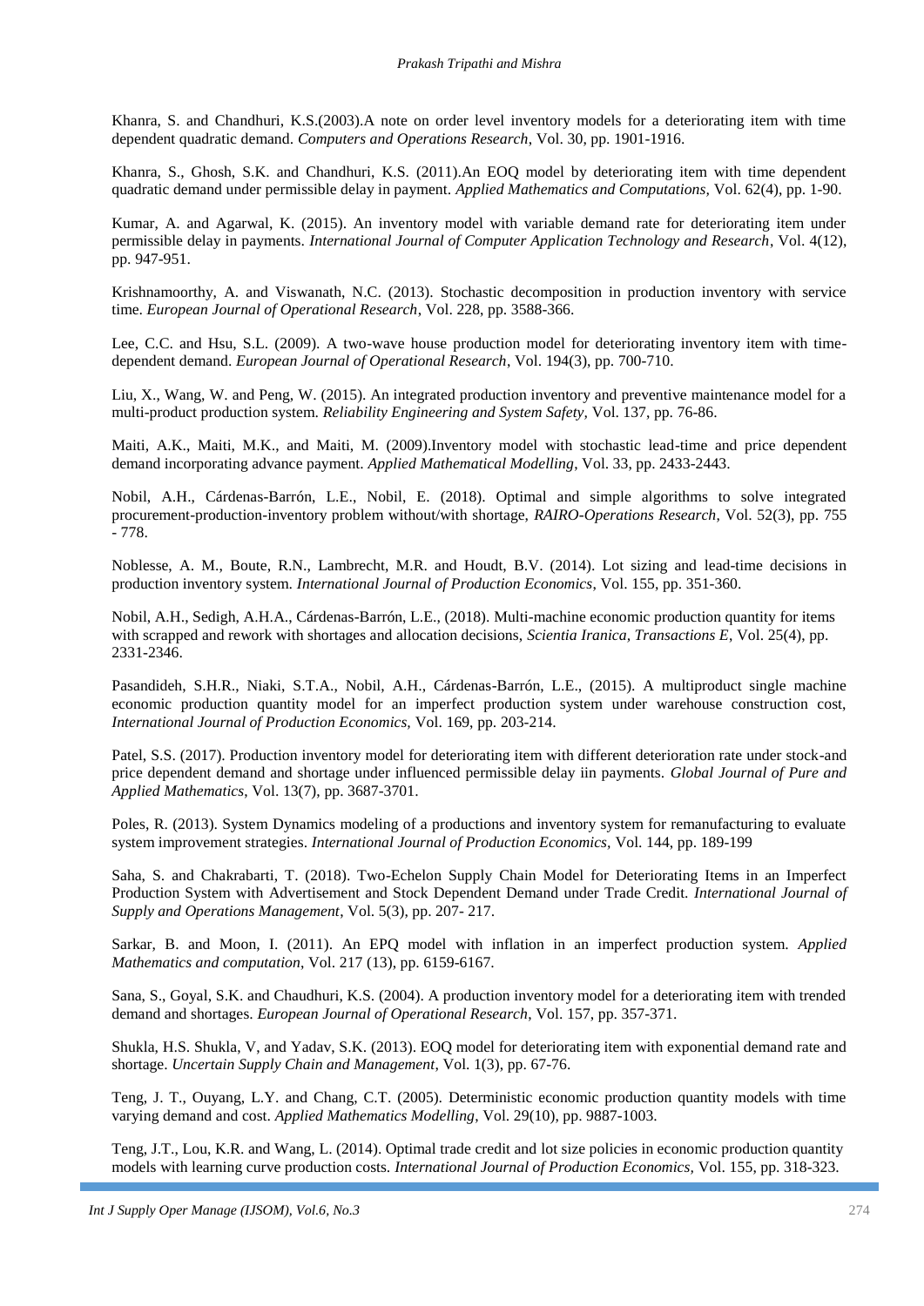Khanra, S. and Chandhuri, K.S.(2003).A note on order level inventory models for a deteriorating item with time dependent quadratic demand. *Computers and Operations Research*, Vol. 30, pp. 1901-1916.

Khanra, S., Ghosh, S.K. and Chandhuri, K.S. (2011).An EOQ model by deteriorating item with time dependent quadratic demand under permissible delay in payment. *Applied Mathematics and Computations*, Vol. 62(4), pp. 1-90.

Kumar, A. and Agarwal, K. (2015). An inventory model with variable demand rate for deteriorating item under permissible delay in payments. *International Journal of Computer Application Technology and Research*, Vol. 4(12), pp. 947-951.

Krishnamoorthy, A. and Viswanath, N.C. (2013). Stochastic decomposition in production inventory with service time. *European Journal of Operational Research*, Vol. 228, pp. 3588-366.

Lee, C.C. and Hsu, S.L. (2009). A two-wave house production model for deteriorating inventory item with time-dependent demand. *European Journal of Operational Research*, Vol. 194(3), pp. 700-710.

Liu, X., Wang, W. and Peng, W. (2015). An integrated production inventory and preventive maintenance model for a multi-product production system. *Reliability Engineering and System Safety*, Vol. 137, pp. 76-86.

Maiti, A.K., Maiti, M.K., and Maiti, M. (2009).Inventory model with stochastic lead-time and price dependent demand incorporating advance payment. *Applied Mathematical Modelling*, Vol. 33, pp. 2433-2443.

Nobil, A.H., Cárdenas-Barrón, L.E., Nobil, E. (2018). Optimal and simple algorithms to solve integrated procurement-production-inventory problem without/with shortage, *RAIRO-Operations Research*, Vol. 52(3), pp. 755 - 778.

Noblesse, A. M., Boute, R.N., Lambrecht, M.R. and Houdt, B.V. (2014). Lot sizing and lead-time decisions in production inventory system. *International Journal of Production Economics*, Vol. 155, pp. 351-360.

Nobil, A.H., Sedigh, A.H.A., Cárdenas-Barrón, L.E., (2018). Multi-machine economic production quantity for items with scrapped and rework with shortages and allocation decisions, *Scientia Iranica, Transactions E*, Vol. 25(4), pp. 2331-2346.

Pasandideh, S.H.R., Niaki, S.T.A., Nobil, A.H., Cárdenas-Barrón, L.E., (2015). A multiproduct single machine economic production quantity model for an imperfect production system under warehouse construction cost, *International Journal of Production Economics*, Vol. 169, pp. 203-214.

Patel, S.S. (2017). Production inventory model for deteriorating item with different deterioration rate under stock-and price dependent demand and shortage under influenced permissible delay iin payments. *Global Journal of Pure and Applied Mathematics*, Vol. 13(7), pp. 3687-3701.

Poles, R. (2013). System Dynamics modeling of a productions and inventory system for remanufacturing to evaluate system improvement strategies. *International Journal of Production Economics*, Vol. 144, pp. 189-199

Saha, S. and Chakrabarti, T. (2018). Two-Echelon Supply Chain Model for Deteriorating Items in an Imperfect Production System with Advertisement and Stock Dependent Demand under Trade Credit. *International Journal of Supply and Operations Management*, Vol. 5(3), pp. 207- 217.

Sarkar, B. and Moon, I. (2011). An EPQ model with inflation in an imperfect production system. *Applied Mathematics and computation*, Vol. 217 (13), pp. 6159-6167.

Sana, S., Goyal, S.K. and Chaudhuri, K.S. (2004). A production inventory model for a deteriorating item with trended demand and shortages. *European Journal of Operational Research*, Vol. 157, pp. 357-371.

Shukla, H.S. Shukla, V, and Yadav, S.K. (2013). EOQ model for deteriorating item with exponential demand rate and shortage. *Uncertain Supply Chain and Management*, Vol. 1(3), pp. 67-76.

Teng, J. T., Ouyang, L.Y. and Chang, C.T. (2005). Deterministic economic production quantity models with time varying demand and cost. *Applied Mathematics Modelling*, Vol. 29(10), pp. 9887-1003.

Teng, J.T., Lou, K.R. and Wang, L. (2014). Optimal trade credit and lot size policies in economic production quantity models with learning curve production costs. *International Journal of Production Economics*, Vol. 155, pp. 318-323.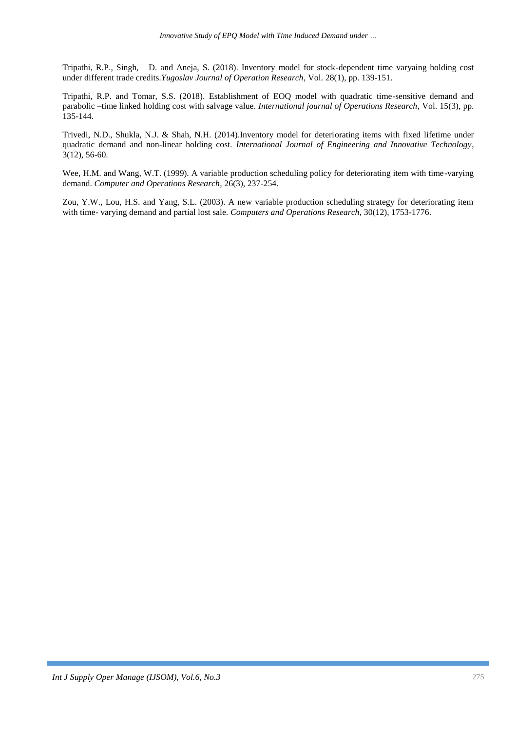Tripathi, R.P., Singh, D. and Aneja, S. (2018). Inventory model for stock-dependent time varyaing holding cost under different trade credits.*Yugoslav Journal of Operation Research*, Vol. 28(1), pp. 139-151.

Tripathi, R.P. and Tomar, S.S. (2018). Establishment of EOQ model with quadratic time-sensitive demand and parabolic –time linked holding cost with salvage value. *International journal of Operations Research*, Vol. 15(3), pp. 135-144.

Trivedi, N.D., Shukla, N.J. & Shah, N.H. (2014).Inventory model for deteriorating items with fixed lifetime under quadratic demand and non-linear holding cost. *International Journal of Engineering and Innovative Technology*, 3(12), 56-60.

Wee, H.M. and Wang, W.T. (1999). A variable production scheduling policy for deteriorating item with time-varying demand. *Computer and Operations Research*, 26(3), 237-254.

Zou, Y.W., Lou, H.S. and Yang, S.L. (2003). A new variable production scheduling strategy for deteriorating item with time- varying demand and partial lost sale. *Computers and Operations Research*, 30(12), 1753-1776.